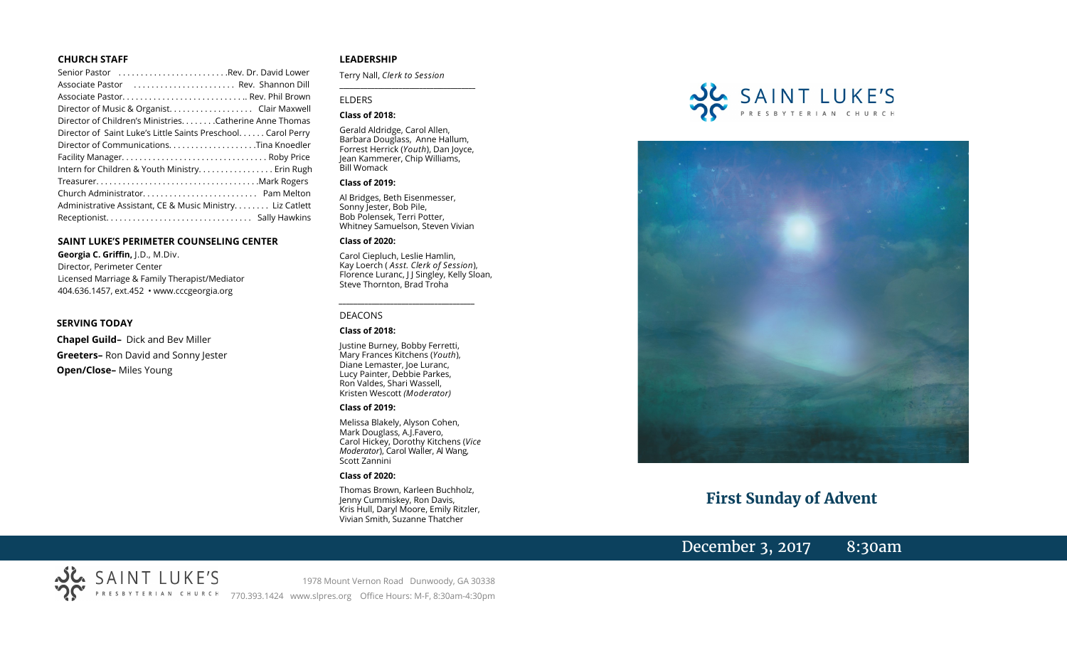## CHURCH STAFF

Senior Pastor ........................Rev. Dr. David Lower
Associate Pastor ...................... Rev. Shannon Dill
Associate Pastor.............................. Rev. Phil Brown
Director of Music & Organist.................. Clair Maxwell
Director of Children's Ministries........Catherine Anne Thomas
Director of Saint Luke's Little Saints Preschool...... Carol Perry
Director of Communications...................Tina Knoedler
Facility Manager................................ Roby Price
Intern for Children & Youth Ministry................ Erin Rugh
Treasurer...................................Mark Rogers
Church Administrator......................... Pam Melton
Administrative Assistant, CE & Music Ministry........ Liz Catlett
Receptionist................................ Sally Hawkins

## SAINT LUKE'S PERIMETER COUNSELING CENTER

**Georgia C. Griffin,** J.D., M.Div.
Director, Perimeter Center
Licensed Marriage & Family Therapist/Mediator
404.636.1457, ext.452 • www.cccgeorgia.org

## SERVING TODAY

**Chapel Guild–** Dick and Bev Miller
**Greeters–** Ron David and Sonny Jester
**Open/Close–** Miles Young

## LEADERSHIP

Terry Nall, *Clerk to Session*

ELDERS

**Class of 2018:**

Gerald Aldridge, Carol Allen, Barbara Douglass, Anne Hallum, Forrest Herrick (*Youth*), Dan Joyce, Jean Kammerer, Chip Williams, Bill Womack

**Class of 2019:**

Al Bridges, Beth Eisenmesser, Sonny Jester, Bob Pile, Bob Polensek, Terri Potter, Whitney Samuelson, Steven Vivian

**Class of 2020:**

Carol Ciepluch, Leslie Hamlin, Kay Loerch ( *Asst. Clerk of Session*), Florence Luranc, J J Singley, Kelly Sloan, Steve Thornton, Brad Troha

DEACONS

**Class of 2018:**

Justine Burney, Bobby Ferretti, Mary Frances Kitchens (*Youth*), Diane Lemaster, Joe Luranc, Lucy Painter, Debbie Parkes, Ron Valdes, Shari Wassell, Kristen Wescott *(Moderator)*

**Class of 2019:**

Melissa Blakely, Alyson Cohen, Mark Douglass, A.J.Favero, Carol Hickey, Dorothy Kitchens (*Vice Moderator*), Carol Waller, Al Wang, Scott Zannini

**Class of 2020:**

Thomas Brown, Karleen Buchholz, Jenny Cummiskey, Ron Davis, Kris Hull, Daryl Moore, Emily Ritzler, Vivian Smith, Suzanne Thatcher

SAINT LUKE'S PRESBYTERIAN CHURCH

# First Sunday of Advent

December 3, 2017 8:30am

SAINT LUKE'S PRESBYTERIAN CHURCH
1978 Mount Vernon Road Dunwoody, GA 30338
770.393.1424 www.slpres.org Office Hours: M-F, 8:30am-4:30pm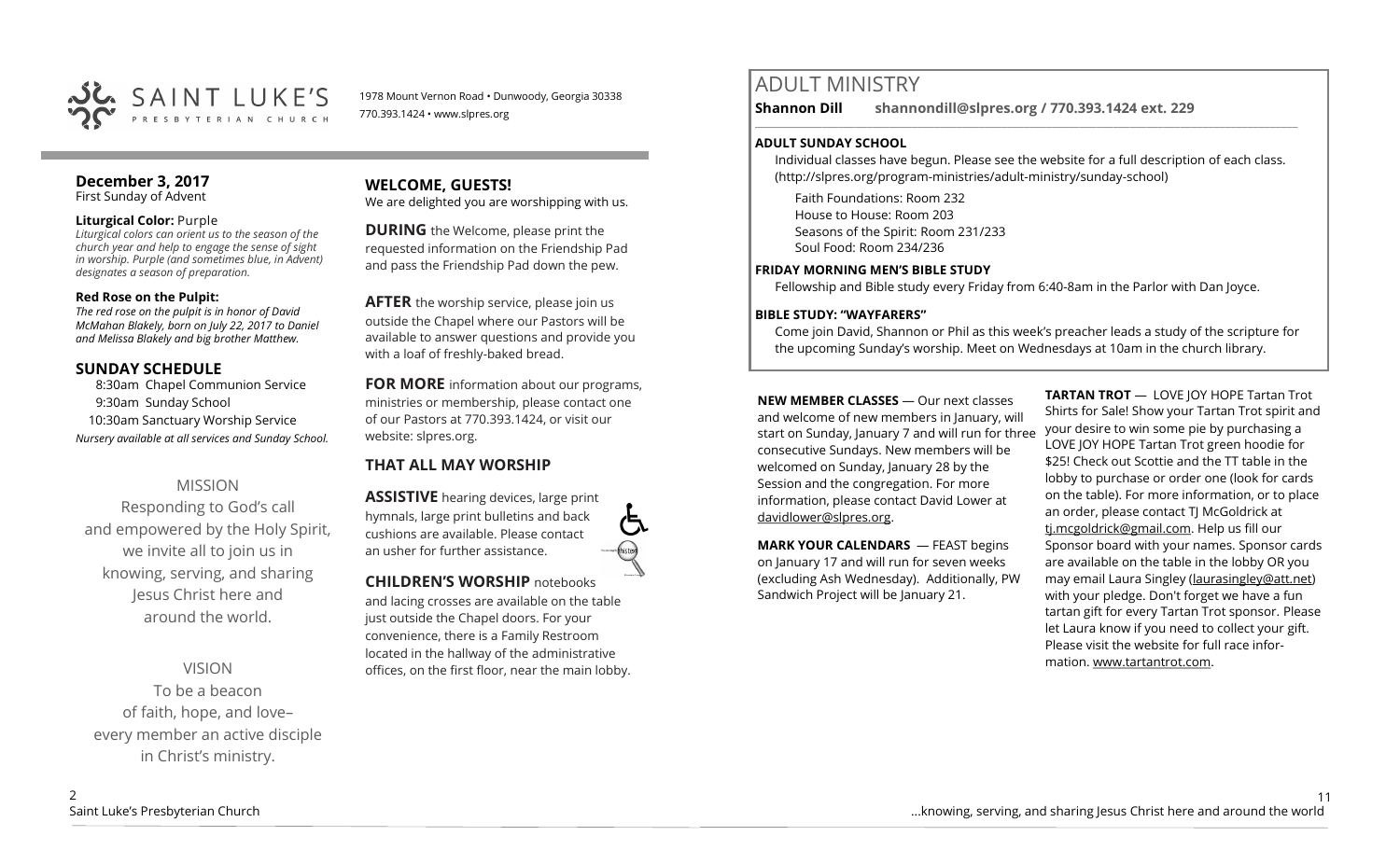SAINT LUKE'S PRESBYTERIAN CHURCH

1978 Mount Vernon Road • Dunwoody, Georgia 30338
770.393.1424 • www.slpres.org

**December 3, 2017**
First Sunday of Advent

**Liturgical Color:** Purple
*Liturgical colors can orient us to the season of the church year and help to engage the sense of sight in worship. Purple (and sometimes blue, in Advent) designates a season of preparation.*

**Red Rose on the Pulpit:**
*The red rose on the pulpit is in honor of David McMahon Blakely, born on July 22, 2017 to Daniel and Melissa Blakely and big brother Matthew.*

## SUNDAY SCHEDULE

8:30am Chapel Communion Service
9:30am Sunday School
10:30am Sanctuary Worship Service
*Nursery available at all services and Sunday School.*

MISSION
Responding to God's call and empowered by the Holy Spirit, we invite all to join us in knowing, serving, and sharing Jesus Christ here and around the world.

VISION
To be a beacon of faith, hope, and love– every member an active disciple in Christ's ministry.

## WELCOME, GUESTS!

We are delighted you are worshipping with us.

**DURING** the Welcome, please print the requested information on the Friendship Pad and pass the Friendship Pad down the pew.

**AFTER** the worship service, please join us outside the Chapel where our Pastors will be available to answer questions and provide you with a loaf of freshly-baked bread.

**FOR MORE** information about our programs, ministries or membership, please contact one of our Pastors at 770.393.1424, or visit our website: slpres.org.

## THAT ALL MAY WORSHIP

**ASSISTIVE** hearing devices, large print hymnals, large print bulletins and back cushions are available. Please contact an usher for further assistance.

**CHILDREN'S WORSHIP** notebooks and lacing crosses are available on the table just outside the Chapel doors. For your convenience, there is a Family Restroom located in the hallway of the administrative offices, on the first floor, near the main lobby.

# ADULT MINISTRY

**Shannon Dill shannondill@slpres.org / 770.393.1424 ext. 229**

**ADULT SUNDAY SCHOOL**
Individual classes have begun. Please see the website for a full description of each class. (http://slpres.org/program-ministries/adult-ministry/sunday-school)

Faith Foundations: Room 232
House to House: Room 203
Seasons of the Spirit: Room 231/233
Soul Food: Room 234/236

**FRIDAY MORNING MEN'S BIBLE STUDY**
Fellowship and Bible study every Friday from 6:40-8am in the Parlor with Dan Joyce.

**BIBLE STUDY: "WAYFARERS"**
Come join David, Shannon or Phil as this week's preacher leads a study of the scripture for the upcoming Sunday's worship. Meet on Wednesdays at 10am in the church library.

**NEW MEMBER CLASSES** — Our next classes and welcome of new members in January, will start on Sunday, January 7 and will run for three consecutive Sundays. New members will be welcomed on Sunday, January 28 by the Session and the congregation. For more information, please contact David Lower at davidlower@slpres.org.

**MARK YOUR CALENDARS** — FEAST begins on January 17 and will run for seven weeks (excluding Ash Wednesday). Additionally, PW Sandwich Project will be January 21.

**TARTAN TROT** — LOVE JOY HOPE Tartan Trot Shirts for Sale! Show your Tartan Trot spirit and your desire to win some pie by purchasing a LOVE JOY HOPE Tartan Trot green hoodie for $25! Check out Scottie and the TT table in the lobby to purchase or order one (look for cards on the table). For more information, or to place an order, please contact TJ McGoldrick at tj.mcgoldrick@gmail.com. Help us fill our Sponsor board with your names. Sponsor cards are available on the table in the lobby OR you may email Laura Singley (laurasingley@att.net) with your pledge. Don't forget we have a fun tartan gift for every Tartan Trot sponsor. Please let Laura know if you need to collect your gift. Please visit the website for full race information. www.tartantrot.com.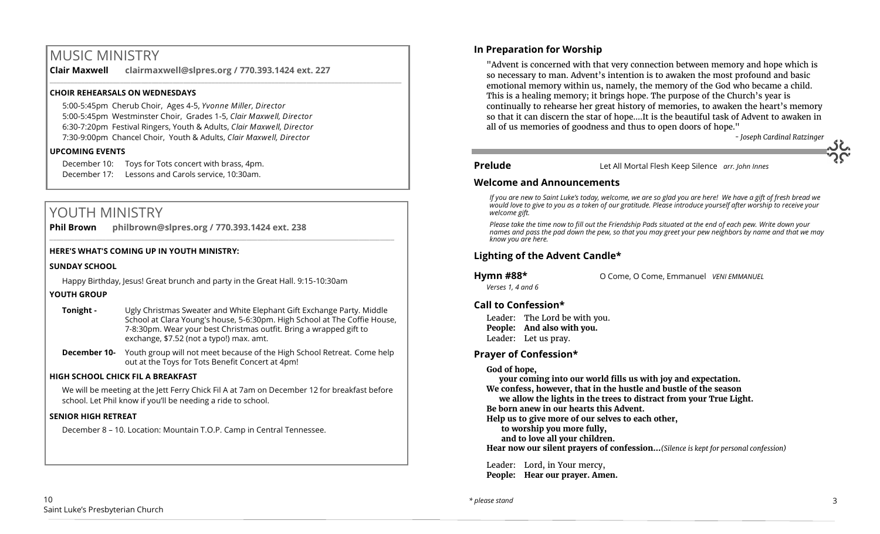# MUSIC MINISTRY

**Clair Maxwell** **clairmaxwell@slpres.org / 770.393.1424 ext. 227**

**CHOIR REHEARSALS ON WEDNESDAYS**

5:00-5:45pm Cherub Choir, Ages 4-5, *Yvonne Miller, Director*
5:00-5:45pm Westminster Choir, Grades 1-5, *Clair Maxwell, Director*
6:30-7:20pm Festival Ringers, Youth & Adults, *Clair Maxwell, Director*
7:30-9:00pm Chancel Choir, Youth & Adults, *Clair Maxwell, Director*

**UPCOMING EVENTS**

December 10: Toys for Tots concert with brass, 4pm.
December 17: Lessons and Carols service, 10:30am.

# YOUTH MINISTRY

**Phil Brown** **philbrown@slpres.org / 770.393.1424 ext. 238**

**HERE'S WHAT'S COMING UP IN YOUTH MINISTRY:**

**SUNDAY SCHOOL**

Happy Birthday, Jesus! Great brunch and party in the Great Hall. 9:15-10:30am

**YOUTH GROUP**

**Tonight -** Ugly Christmas Sweater and White Elephant Gift Exchange Party. Middle School at Clara Young's house, 5-6:30pm. High School at The Coffie House, 7-8:30pm. Wear your best Christmas outfit. Bring a wrapped gift to exchange, $7.52 (not a typo!) max. amt.

**December 10-** Youth group will not meet because of the High School Retreat. Come help out at the Toys for Tots Benefit Concert at 4pm!

**HIGH SCHOOL CHICK FIL A BREAKFAST**

We will be meeting at the Jett Ferry Chick Fil A at 7am on December 12 for breakfast before school. Let Phil know if you'll be needing a ride to school.

**SENIOR HIGH RETREAT**

December 8 – 10. Location: Mountain T.O.P. Camp in Central Tennessee.

## In Preparation for Worship

"Advent is concerned with that very connection between memory and hope which is so necessary to man. Advent's intention is to awaken the most profound and basic emotional memory within us, namely, the memory of the God who became a child. This is a healing memory; it brings hope. The purpose of the Church's year is continually to rehearse her great history of memories, to awaken the heart's memory so that it can discern the star of hope....It is the beautiful task of Advent to awaken in all of us memories of goodness and thus to open doors of hope."

*- Joseph Cardinal Ratzinger*

**Prelude** Let All Mortal Flesh Keep Silence *arr. John Innes*

## Welcome and Announcements

*If you are new to Saint Luke's today, welcome, we are so glad you are here! We have a gift of fresh bread we would love to give to you as a token of our gratitude. Please introduce yourself after worship to receive your welcome gift.*

*Please take the time now to fill out the Friendship Pads situated at the end of each pew. Write down your names and pass the pad down the pew, so that you may greet your pew neighbors by name and that we may know you are here.*

## Lighting of the Advent Candle*

**Hymn #88*** O Come, O Come, Emmanuel *VENI EMMANUEL*
*Verses 1, 4 and 6*

## Call to Confession*

Leader: The Lord be with you.
**People: And also with you.**
Leader: Let us pray.

## Prayer of Confession*

**God of hope,**
**your coming into our world fills us with joy and expectation.**
**We confess, however, that in the hustle and bustle of the season**
**we allow the lights in the trees to distract from your True Light.**
**Be born anew in our hearts this Advent.**
**Help us to give more of our selves to each other,**
**to worship you more fully,**
**and to love all your children.**
**Hear now our silent prayers of confession…***(Silence is kept for personal confession)*

Leader: Lord, in Your mercy,
**People: Hear our prayer. Amen.**

*\* please stand*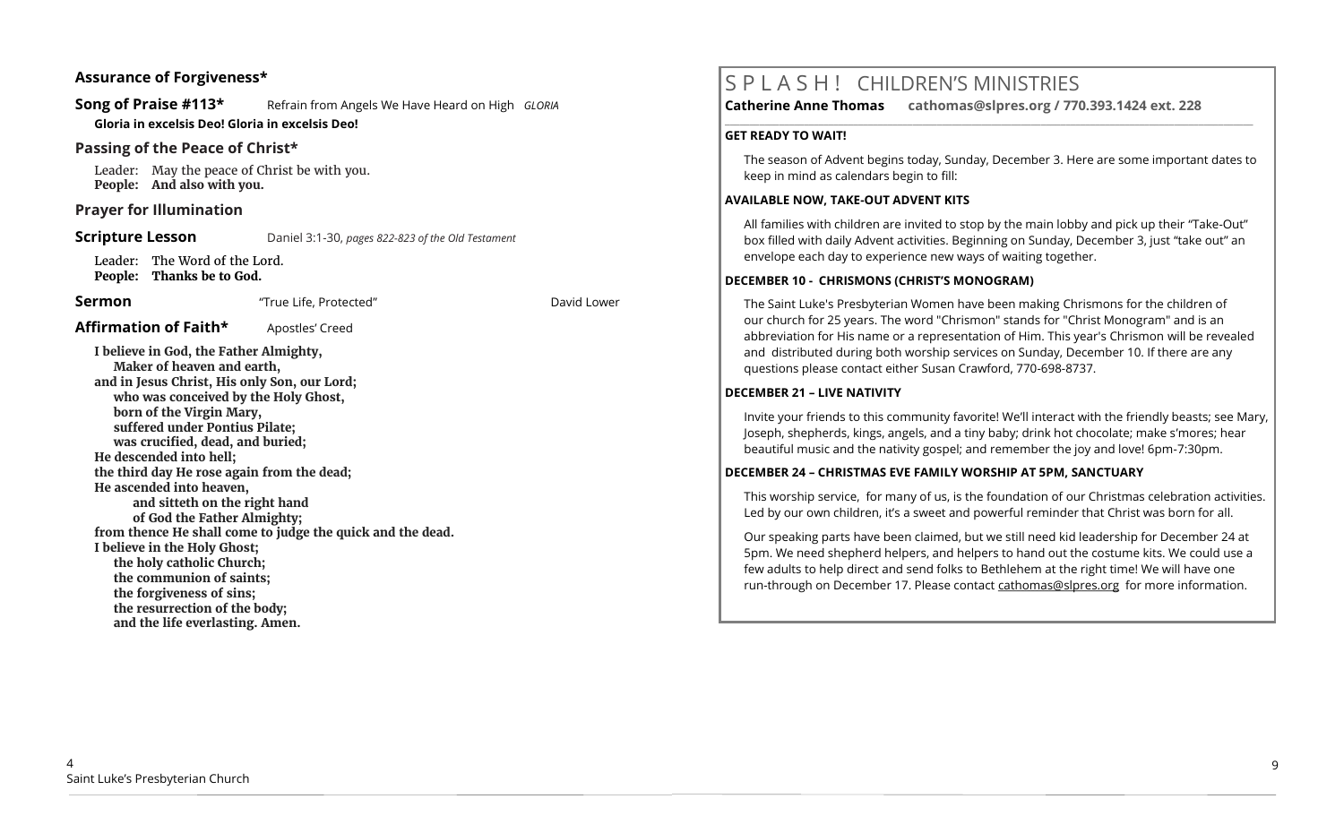### Assurance of Forgiveness*

**Song of Praise #113*** Refrain from Angels We Have Heard on High *GLORIA*

**Gloria in excelsis Deo! Gloria in excelsis Deo!**

### Passing of the Peace of Christ*

Leader: May the peace of Christ be with you.
**People: And also with you.**

### Prayer for Illumination

**Scripture Lesson** Daniel 3:1-30, *pages 822-823 of the Old Testament*

Leader: The Word of the Lord.
**People: Thanks be to God.**

**Sermon** "True Life, Protected" David Lower

**Affirmation of Faith*** Apostles' Creed

**I believe in God, the Father Almighty,**
**Maker of heaven and earth,**
**and in Jesus Christ, His only Son, our Lord;**
**who was conceived by the Holy Ghost,**
**born of the Virgin Mary,**
**suffered under Pontius Pilate;**
**was crucified, dead, and buried;**
**He descended into hell;**
**the third day He rose again from the dead;**
**He ascended into heaven,**
**and sitteth on the right hand**
**of God the Father Almighty;**
**from thence He shall come to judge the quick and the dead.**
**I believe in the Holy Ghost;**
**the holy catholic Church;**
**the communion of saints;**
**the forgiveness of sins;**
**the resurrection of the body;**
**and the life everlasting. Amen.**

## S P L A S H ! CHILDREN'S MINISTRIES

**Catherine Anne Thomas cathomas@slpres.org / 770.393.1424 ext. 228**

**GET READY TO WAIT!**

The season of Advent begins today, Sunday, December 3. Here are some important dates to keep in mind as calendars begin to fill:

**AVAILABLE NOW, TAKE-OUT ADVENT KITS**

All families with children are invited to stop by the main lobby and pick up their "Take-Out" box filled with daily Advent activities. Beginning on Sunday, December 3, just "take out" an envelope each day to experience new ways of waiting together.

**DECEMBER 10 - CHRISMONS (CHRIST'S MONOGRAM)**

The Saint Luke's Presbyterian Women have been making Chrismons for the children of our church for 25 years. The word "Chrismon" stands for "Christ Monogram" and is an abbreviation for His name or a representation of Him. This year's Chrismon will be revealed and distributed during both worship services on Sunday, December 10. If there are any questions please contact either Susan Crawford, 770-698-8737.

**DECEMBER 21 – LIVE NATIVITY**

Invite your friends to this community favorite! We'll interact with the friendly beasts; see Mary, Joseph, shepherds, kings, angels, and a tiny baby; drink hot chocolate; make s'mores; hear beautiful music and the nativity gospel; and remember the joy and love! 6pm-7:30pm.

**DECEMBER 24 – CHRISTMAS EVE FAMILY WORSHIP AT 5PM, SANCTUARY**

This worship service, for many of us, is the foundation of our Christmas celebration activities. Led by our own children, it's a sweet and powerful reminder that Christ was born for all.

Our speaking parts have been claimed, but we still need kid leadership for December 24 at 5pm. We need shepherd helpers, and helpers to hand out the costume kits. We could use a few adults to help direct and send folks to Bethlehem at the right time! We will have one run-through on December 17. Please contact cathomas@slpres.org for more information.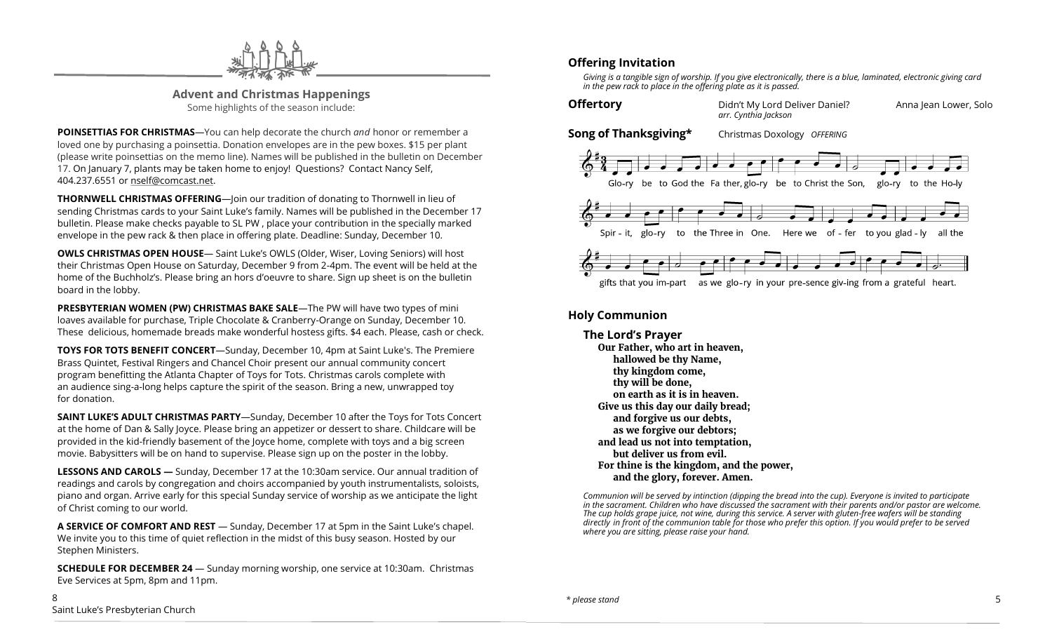## Advent and Christmas Happenings

Some highlights of the season include:

**POINSETTIAS FOR CHRISTMAS**—You can help decorate the church *and* honor or remember a loved one by purchasing a poinsettia. Donation envelopes are in the pew boxes. $15 per plant (please write poinsettias on the memo line). Names will be published in the bulletin on December 17. On January 7, plants may be taken home to enjoy! Questions? Contact Nancy Self, 404.237.6551 or nself@comcast.net.

**THORNWELL CHRISTMAS OFFERING**—Join our tradition of donating to Thornwell in lieu of sending Christmas cards to your Saint Luke's family. Names will be published in the December 17 bulletin. Please make checks payable to SL PW , place your contribution in the specially marked envelope in the pew rack & then place in offering plate. Deadline: Sunday, December 10.

**OWLS CHRISTMAS OPEN HOUSE**— Saint Luke's OWLS (Older, Wiser, Loving Seniors) will host their Christmas Open House on Saturday, December 9 from 2-4pm. The event will be held at the home of the Buchholz's. Please bring an hors d'oeuvre to share. Sign up sheet is on the bulletin board in the lobby.

**PRESBYTERIAN WOMEN (PW) CHRISTMAS BAKE SALE**—The PW will have two types of mini loaves available for purchase, Triple Chocolate & Cranberry-Orange on Sunday, December 10. These delicious, homemade breads make wonderful hostess gifts. $4 each. Please, cash or check.

**TOYS FOR TOTS BENEFIT CONCERT**—Sunday, December 10, 4pm at Saint Luke's. The Premiere Brass Quintet, Festival Ringers and Chancel Choir present our annual community concert program benefitting the Atlanta Chapter of Toys for Tots. Christmas carols complete with an audience sing-a-long helps capture the spirit of the season. Bring a new, unwrapped toy for donation.

**SAINT LUKE'S ADULT CHRISTMAS PARTY**—Sunday, December 10 after the Toys for Tots Concert at the home of Dan & Sally Joyce. Please bring an appetizer or dessert to share. Childcare will be provided in the kid-friendly basement of the Joyce home, complete with toys and a big screen movie. Babysitters will be on hand to supervise. Please sign up on the poster in the lobby.

**LESSONS AND CAROLS —** Sunday, December 17 at the 10:30am service. Our annual tradition of readings and carols by congregation and choirs accompanied by youth instrumentalists, soloists, piano and organ. Arrive early for this special Sunday service of worship as we anticipate the light of Christ coming to our world.

**A SERVICE OF COMFORT AND REST** — Sunday, December 17 at 5pm in the Saint Luke's chapel. We invite you to this time of quiet reflection in the midst of this busy season. Hosted by our Stephen Ministers.

**SCHEDULE FOR DECEMBER 24** — Sunday morning worship, one service at 10:30am. Christmas Eve Services at 5pm, 8pm and 11pm.

## Offering Invitation

*Giving is a tangible sign of worship. If you give electronically, there is a blue, laminated, electronic giving card in the pew rack to place in the offering plate as it is passed.*

**Offertory** — Didn't My Lord Deliver Daniel? *arr. Cynthia Jackson* — Anna Jean Lower, Solo

**Song of Thanksgiving*** — Christmas Doxology *OFFERING*

Glo-ry be to God the Fa ther, glo-ry be to Christ the Son, glo-ry to the Ho-ly Spir-it, glo-ry to the Three in One. Here we of-fer to you glad-ly all the gifts that you im-part as we glo-ry in your pre-sence giv-ing from a grateful heart.

## Holy Communion

### The Lord's Prayer

**Our Father, who art in heaven,**
**hallowed be thy Name,**
**thy kingdom come,**
**thy will be done,**
**on earth as it is in heaven.**
**Give us this day our daily bread;**
**and forgive us our debts,**
**as we forgive our debtors;**
**and lead us not into temptation,**
**but deliver us from evil.**
**For thine is the kingdom, and the power,**
**and the glory, forever. Amen.**

*Communion will be served by intinction (dipping the bread into the cup). Everyone is invited to participate in the sacrament. Children who have discussed the sacrament with their parents and/or pastor are welcome. The cup holds grape juice, not wine, during this service. A server with gluten-free wafers will be standing directly in front of the communion table for those who prefer this option. If you would prefer to be served where you are sitting, please raise your hand.*

*\* please stand*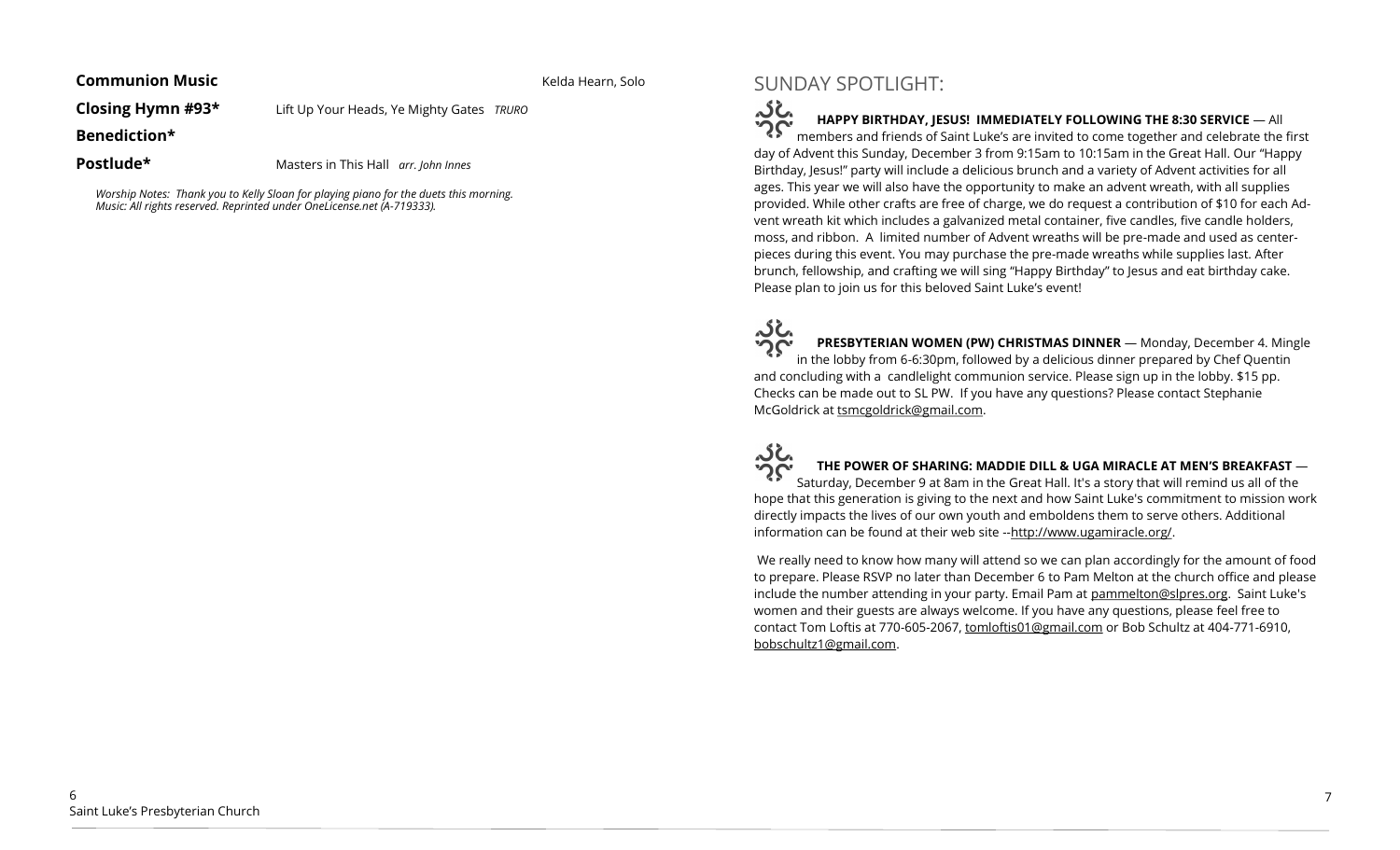**Communion Music** Kelda Hearn, Solo

**Closing Hymn #93*** Lift Up Your Heads, Ye Mighty Gates *TRURO*

**Benediction***

**Postlude*** Masters in This Hall *arr. John Innes*

*Worship Notes: Thank you to Kelly Sloan for playing piano for the duets this morning.*
*Music: All rights reserved. Reprinted under OneLicense.net (A-719333).*

## SUNDAY SPOTLIGHT:

**HAPPY BIRTHDAY, JESUS! IMMEDIATELY FOLLOWING THE 8:30 SERVICE** — All members and friends of Saint Luke's are invited to come together and celebrate the first day of Advent this Sunday, December 3 from 9:15am to 10:15am in the Great Hall. Our "Happy Birthday, Jesus!" party will include a delicious brunch and a variety of Advent activities for all ages. This year we will also have the opportunity to make an advent wreath, with all supplies provided. While other crafts are free of charge, we do request a contribution of $10 for each Advent wreath kit which includes a galvanized metal container, five candles, five candle holders, moss, and ribbon. A limited number of Advent wreaths will be pre-made and used as centerpieces during this event. You may purchase the pre-made wreaths while supplies last. After brunch, fellowship, and crafting we will sing "Happy Birthday" to Jesus and eat birthday cake. Please plan to join us for this beloved Saint Luke's event!

**PRESBYTERIAN WOMEN (PW) CHRISTMAS DINNER** — Monday, December 4. Mingle in the lobby from 6-6:30pm, followed by a delicious dinner prepared by Chef Quentin and concluding with a candlelight communion service. Please sign up in the lobby. $15 pp. Checks can be made out to SL PW. If you have any questions? Please contact Stephanie McGoldrick at tsmcgoldrick@gmail.com.

**THE POWER OF SHARING: MADDIE DILL & UGA MIRACLE AT MEN'S BREAKFAST** — Saturday, December 9 at 8am in the Great Hall. It's a story that will remind us all of the hope that this generation is giving to the next and how Saint Luke's commitment to mission work directly impacts the lives of our own youth and emboldens them to serve others. Additional information can be found at their web site --http://www.ugamiracle.org/.

We really need to know how many will attend so we can plan accordingly for the amount of food to prepare. Please RSVP no later than December 6 to Pam Melton at the church office and please include the number attending in your party. Email Pam at pammelton@slpres.org. Saint Luke's women and their guests are always welcome. If you have any questions, please feel free to contact Tom Loftis at 770-605-2067, tomloftis01@gmail.com or Bob Schultz at 404-771-6910, bobschultz1@gmail.com.